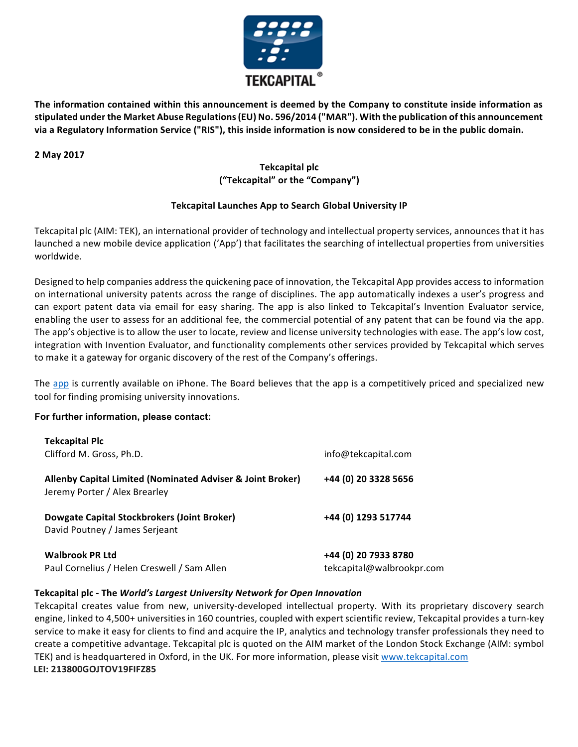**The information contained within this announcement is deemed by the Company to constitute inside information as stipulated under the Market Abuse Regulations (EU) No. 596/2014 ("MAR"). With the publication of this announcement via a Regulatory Information Service ("RIS"), this inside information is now considered to be in the public domain.**

**2 May 2017**

**Tekcapital plc**
**("Tekcapital" or the "Company")**

## Tekcapital Launches App to Search Global University IP

Tekcapital plc (AIM: TEK), an international provider of technology and intellectual property services, announces that it has launched a new mobile device application ('App') that facilitates the searching of intellectual properties from universities worldwide.

Designed to help companies address the quickening pace of innovation, the Tekcapital App provides access to information on international university patents across the range of disciplines. The app automatically indexes a user's progress and can export patent data via email for easy sharing. The app is also linked to Tekcapital's Invention Evaluator service, enabling the user to assess for an additional fee, the commercial potential of any patent that can be found via the app. The app's objective is to allow the user to locate, review and license university technologies with ease. The app's low cost, integration with Invention Evaluator, and functionality complements other services provided by Tekcapital which serves to make it a gateway for organic discovery of the rest of the Company's offerings.

The app is currently available on iPhone. The Board believes that the app is a competitively priced and specialized new tool for finding promising university innovations.

**For further information, please contact:**

| | |
|---|---|
| **Tekcapital Plc**<br>Clifford M. Gross, Ph.D. | info@tekcapital.com |
| **Allenby Capital Limited (Nominated Adviser & Joint Broker)**<br>Jeremy Porter / Alex Brearley | **+44 (0) 20 3328 5656** |
| **Dowgate Capital Stockbrokers (Joint Broker)**<br>David Poutney / James Serjeant | **+44 (0) 1293 517744** |
| **Walbrook PR Ltd**<br>Paul Cornelius / Helen Creswell / Sam Allen | **+44 (0) 20 7933 8780**<br>tekcapital@walbrookpr.com |

**Tekcapital plc - The *World's Largest University Network for Open Innovation***
Tekcapital creates value from new, university-developed intellectual property. With its proprietary discovery search engine, linked to 4,500+ universities in 160 countries, coupled with expert scientific review, Tekcapital provides a turn-key service to make it easy for clients to find and acquire the IP, analytics and technology transfer professionals they need to create a competitive advantage. Tekcapital plc is quoted on the AIM market of the London Stock Exchange (AIM: symbol TEK) and is headquartered in Oxford, in the UK. For more information, please visit www.tekcapital.com
**LEI: 213800GOJTOV19FIFZ85**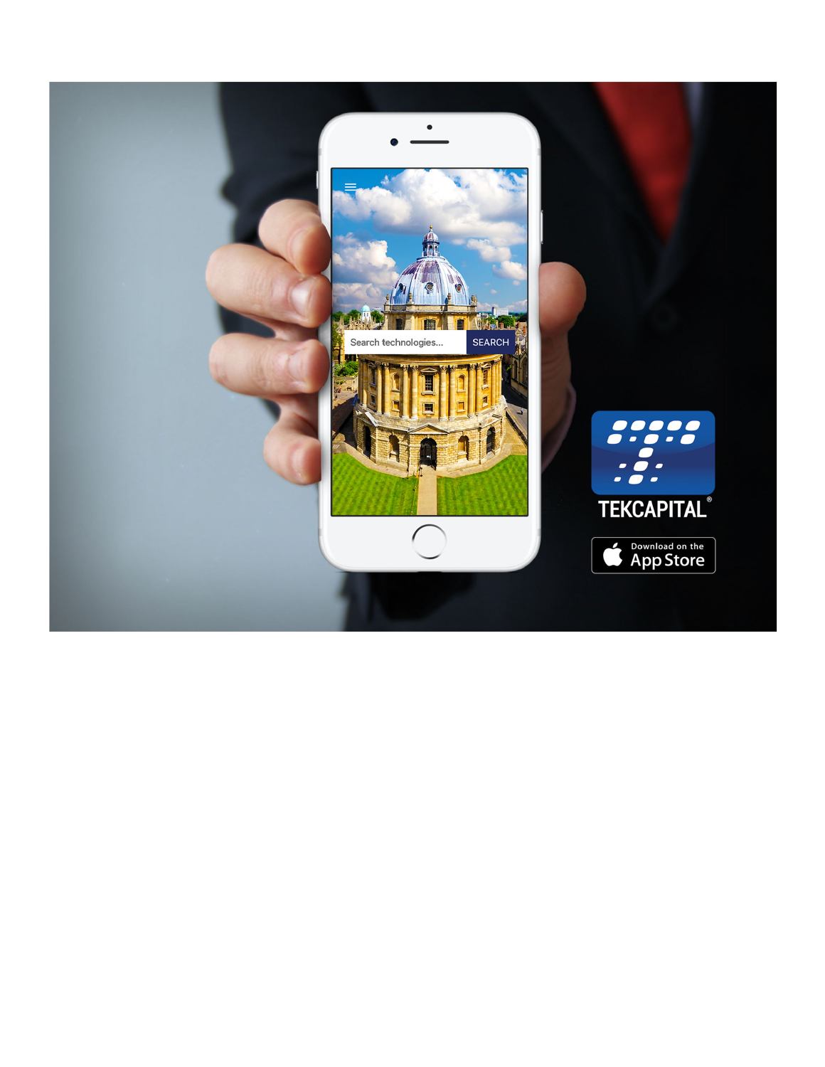Search technologies... SEARCH

TEKCAPITAL®

Download on the App Store